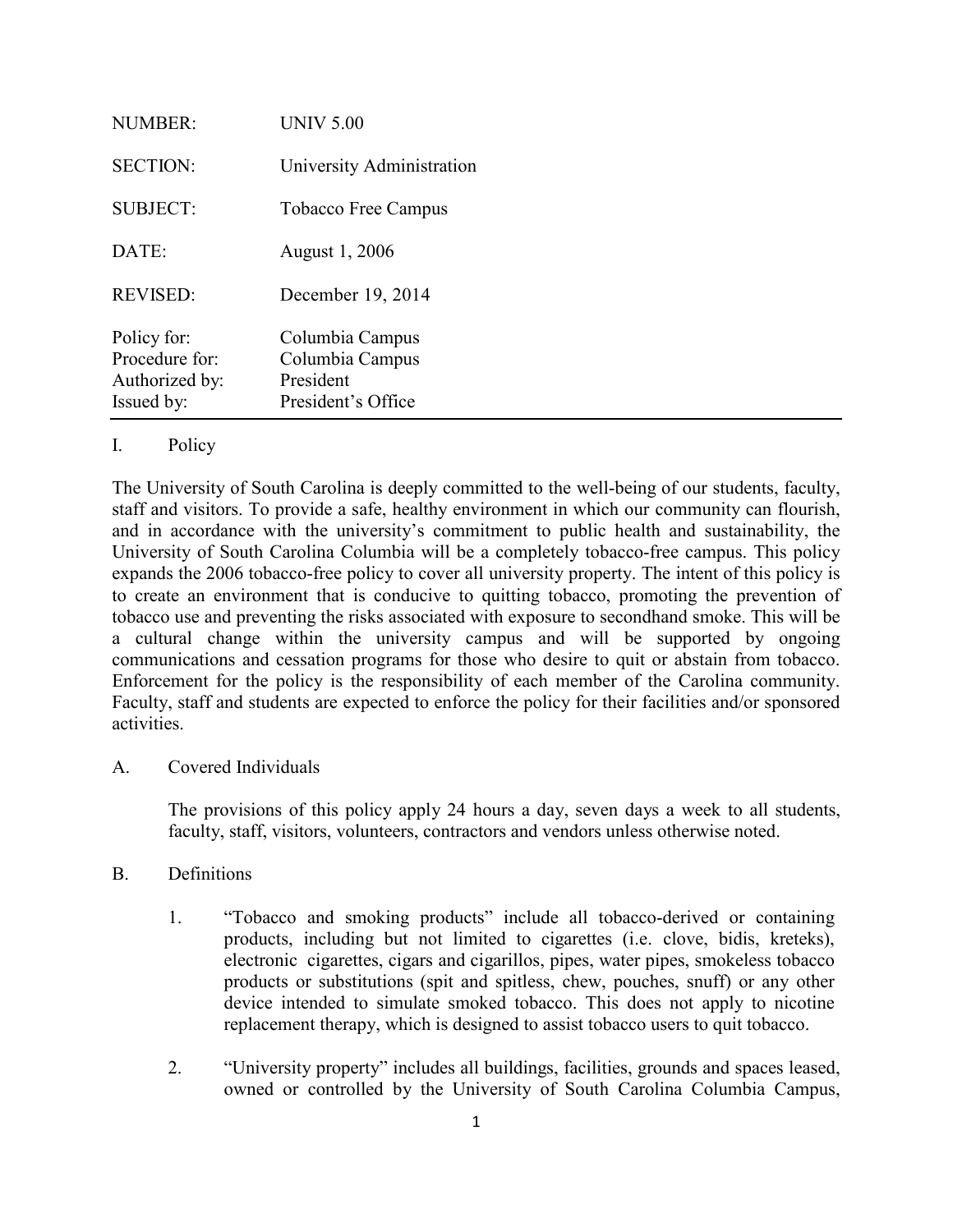| | |
|---|---|
| NUMBER: | UNIV 5.00 |
| SECTION: | University Administration |
| SUBJECT: | Tobacco Free Campus |
| DATE: | August 1, 2006 |
| REVISED: | December 19, 2014 |
| Policy for: | Columbia Campus |
| Procedure for: | Columbia Campus |
| Authorized by: | President |
| Issued by: | President's Office |

## I. Policy

The University of South Carolina is deeply committed to the well-being of our students, faculty, staff and visitors. To provide a safe, healthy environment in which our community can flourish, and in accordance with the university's commitment to public health and sustainability, the University of South Carolina Columbia will be a completely tobacco-free campus. This policy expands the 2006 tobacco-free policy to cover all university property. The intent of this policy is to create an environment that is conducive to quitting tobacco, promoting the prevention of tobacco use and preventing the risks associated with exposure to secondhand smoke. This will be a cultural change within the university campus and will be supported by ongoing communications and cessation programs for those who desire to quit or abstain from tobacco. Enforcement for the policy is the responsibility of each member of the Carolina community. Faculty, staff and students are expected to enforce the policy for their facilities and/or sponsored activities.

### A. Covered Individuals

The provisions of this policy apply 24 hours a day, seven days a week to all students, faculty, staff, visitors, volunteers, contractors and vendors unless otherwise noted.

### B. Definitions

1. "Tobacco and smoking products" include all tobacco-derived or containing products, including but not limited to cigarettes (i.e. clove, bidis, kreteks), electronic cigarettes, cigars and cigarillos, pipes, water pipes, smokeless tobacco products or substitutions (spit and spitless, chew, pouches, snuff) or any other device intended to simulate smoked tobacco. This does not apply to nicotine replacement therapy, which is designed to assist tobacco users to quit tobacco.

2. "University property" includes all buildings, facilities, grounds and spaces leased, owned or controlled by the University of South Carolina Columbia Campus,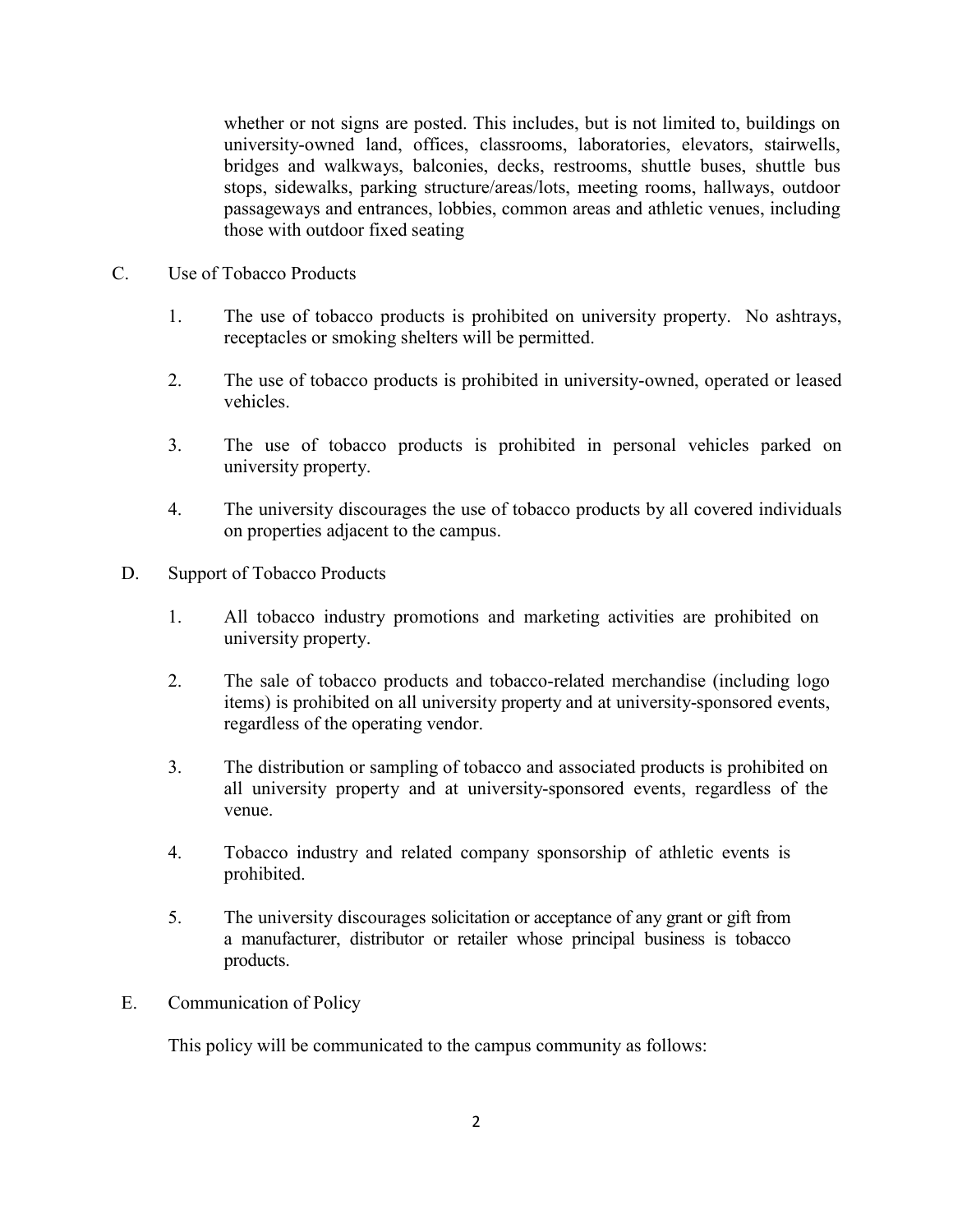whether or not signs are posted. This includes, but is not limited to, buildings on university-owned land, offices, classrooms, laboratories, elevators, stairwells, bridges and walkways, balconies, decks, restrooms, shuttle buses, shuttle bus stops, sidewalks, parking structure/areas/lots, meeting rooms, hallways, outdoor passageways and entrances, lobbies, common areas and athletic venues, including those with outdoor fixed seating

C. Use of Tobacco Products

1. The use of tobacco products is prohibited on university property. No ashtrays, receptacles or smoking shelters will be permitted.

2. The use of tobacco products is prohibited in university-owned, operated or leased vehicles.

3. The use of tobacco products is prohibited in personal vehicles parked on university property.

4. The university discourages the use of tobacco products by all covered individuals on properties adjacent to the campus.

D. Support of Tobacco Products

1. All tobacco industry promotions and marketing activities are prohibited on university property.

2. The sale of tobacco products and tobacco-related merchandise (including logo items) is prohibited on all university property and at university-sponsored events, regardless of the operating vendor.

3. The distribution or sampling of tobacco and associated products is prohibited on all university property and at university-sponsored events, regardless of the venue.

4. Tobacco industry and related company sponsorship of athletic events is prohibited.

5. The university discourages solicitation or acceptance of any grant or gift from a manufacturer, distributor or retailer whose principal business is tobacco products.

E. Communication of Policy

This policy will be communicated to the campus community as follows: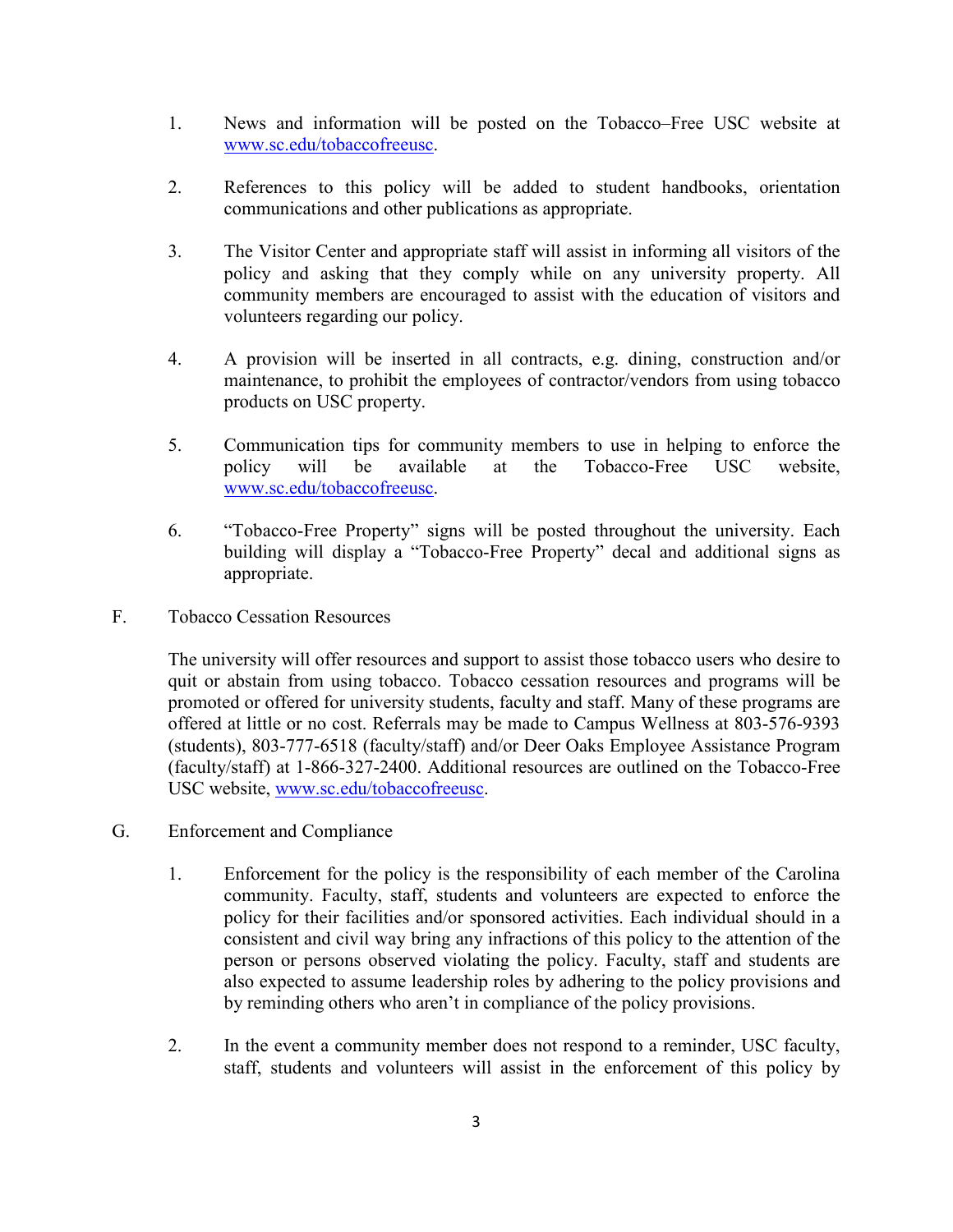1. News and information will be posted on the Tobacco–Free USC website at www.sc.edu/tobaccofreeusc.

2. References to this policy will be added to student handbooks, orientation communications and other publications as appropriate.

3. The Visitor Center and appropriate staff will assist in informing all visitors of the policy and asking that they comply while on any university property. All community members are encouraged to assist with the education of visitors and volunteers regarding our policy.

4. A provision will be inserted in all contracts, e.g. dining, construction and/or maintenance, to prohibit the employees of contractor/vendors from using tobacco products on USC property.

5. Communication tips for community members to use in helping to enforce the policy will be available at the Tobacco-Free USC website, www.sc.edu/tobaccofreeusc.

6. "Tobacco-Free Property" signs will be posted throughout the university. Each building will display a "Tobacco-Free Property" decal and additional signs as appropriate.

F. Tobacco Cessation Resources

The university will offer resources and support to assist those tobacco users who desire to quit or abstain from using tobacco. Tobacco cessation resources and programs will be promoted or offered for university students, faculty and staff. Many of these programs are offered at little or no cost. Referrals may be made to Campus Wellness at 803-576-9393 (students), 803-777-6518 (faculty/staff) and/or Deer Oaks Employee Assistance Program (faculty/staff) at 1-866-327-2400. Additional resources are outlined on the Tobacco-Free USC website, www.sc.edu/tobaccofreeusc.

G. Enforcement and Compliance

1. Enforcement for the policy is the responsibility of each member of the Carolina community. Faculty, staff, students and volunteers are expected to enforce the policy for their facilities and/or sponsored activities. Each individual should in a consistent and civil way bring any infractions of this policy to the attention of the person or persons observed violating the policy. Faculty, staff and students are also expected to assume leadership roles by adhering to the policy provisions and by reminding others who aren't in compliance of the policy provisions.

2. In the event a community member does not respond to a reminder, USC faculty, staff, students and volunteers will assist in the enforcement of this policy by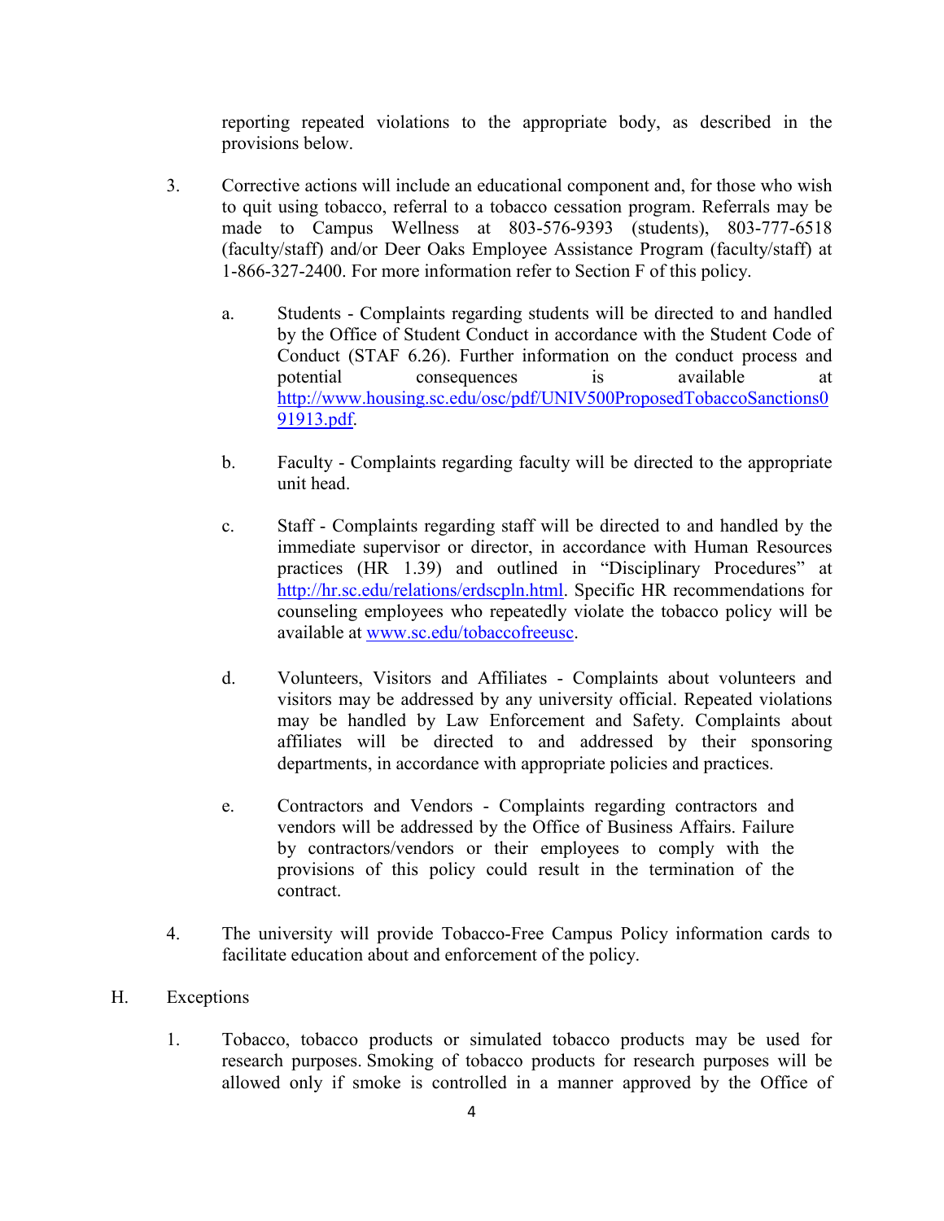reporting repeated violations to the appropriate body, as described in the provisions below.

3. Corrective actions will include an educational component and, for those who wish to quit using tobacco, referral to a tobacco cessation program. Referrals may be made to Campus Wellness at 803-576-9393 (students), 803-777-6518 (faculty/staff) and/or Deer Oaks Employee Assistance Program (faculty/staff) at 1-866-327-2400. For more information refer to Section F of this policy.

   a. Students - Complaints regarding students will be directed to and handled by the Office of Student Conduct in accordance with the Student Code of Conduct (STAF 6.26). Further information on the conduct process and potential consequences is available at http://www.housing.sc.edu/osc/pdf/UNIV500ProposedTobaccoSanctions091913.pdf.

   b. Faculty - Complaints regarding faculty will be directed to the appropriate unit head.

   c. Staff - Complaints regarding staff will be directed to and handled by the immediate supervisor or director, in accordance with Human Resources practices (HR 1.39) and outlined in "Disciplinary Procedures" at http://hr.sc.edu/relations/erdscpln.html. Specific HR recommendations for counseling employees who repeatedly violate the tobacco policy will be available at www.sc.edu/tobaccofreeusc.

   d. Volunteers, Visitors and Affiliates - Complaints about volunteers and visitors may be addressed by any university official. Repeated violations may be handled by Law Enforcement and Safety. Complaints about affiliates will be directed to and addressed by their sponsoring departments, in accordance with appropriate policies and practices.

   e. Contractors and Vendors - Complaints regarding contractors and vendors will be addressed by the Office of Business Affairs. Failure by contractors/vendors or their employees to comply with the provisions of this policy could result in the termination of the contract.

4. The university will provide Tobacco-Free Campus Policy information cards to facilitate education about and enforcement of the policy.

## H. Exceptions

1. Tobacco, tobacco products or simulated tobacco products may be used for research purposes. Smoking of tobacco products for research purposes will be allowed only if smoke is controlled in a manner approved by the Office of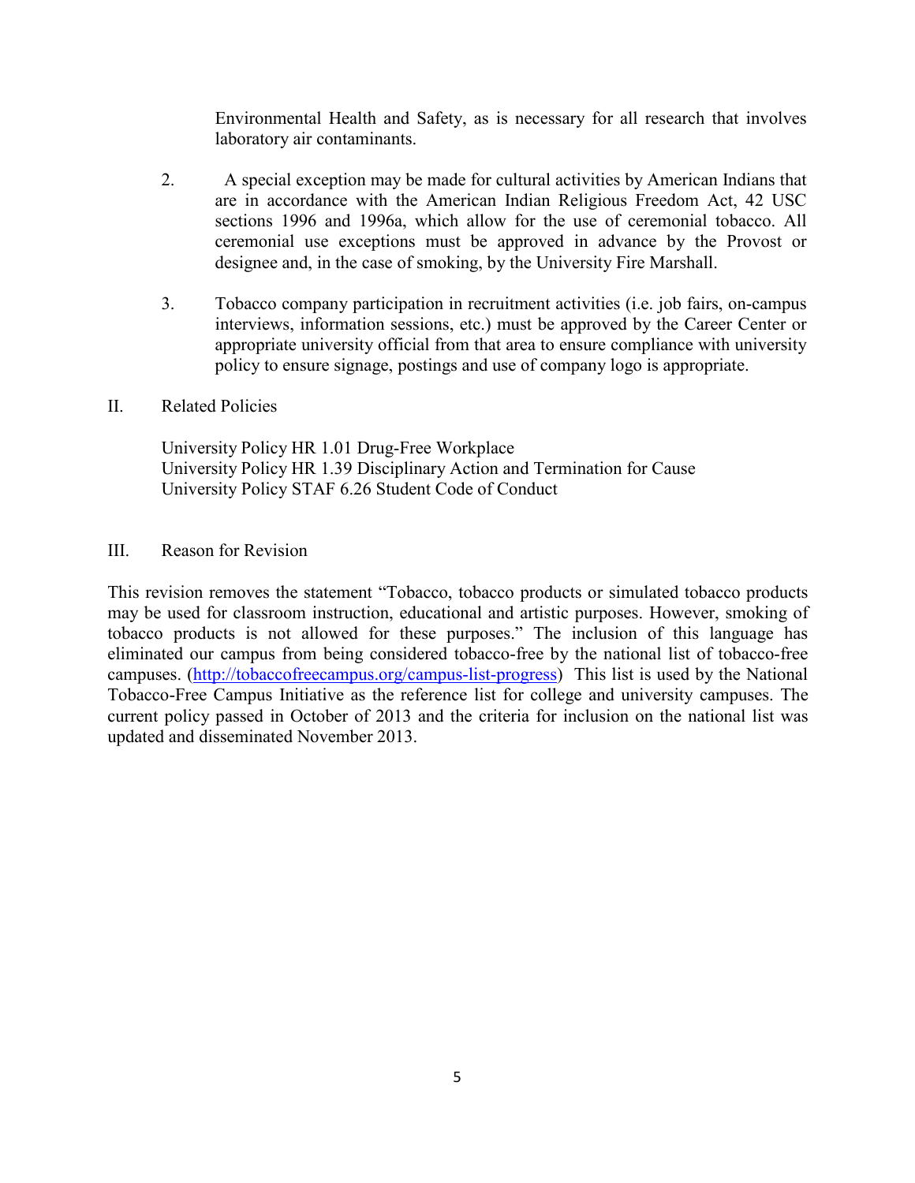Environmental Health and Safety, as is necessary for all research that involves laboratory air contaminants.

2. A special exception may be made for cultural activities by American Indians that are in accordance with the American Indian Religious Freedom Act, 42 USC sections 1996 and 1996a, which allow for the use of ceremonial tobacco. All ceremonial use exceptions must be approved in advance by the Provost or designee and, in the case of smoking, by the University Fire Marshall.

3. Tobacco company participation in recruitment activities (i.e. job fairs, on-campus interviews, information sessions, etc.) must be approved by the Career Center or appropriate university official from that area to ensure compliance with university policy to ensure signage, postings and use of company logo is appropriate.

## II. Related Policies

University Policy HR 1.01 Drug-Free Workplace
University Policy HR 1.39 Disciplinary Action and Termination for Cause
University Policy STAF 6.26 Student Code of Conduct

## III. Reason for Revision

This revision removes the statement "Tobacco, tobacco products or simulated tobacco products may be used for classroom instruction, educational and artistic purposes. However, smoking of tobacco products is not allowed for these purposes." The inclusion of this language has eliminated our campus from being considered tobacco-free by the national list of tobacco-free campuses. ([http://tobaccofreecampus.org/campus-list-progress](http://tobaccofreecampus.org/campus-list-progress)) This list is used by the National Tobacco-Free Campus Initiative as the reference list for college and university campuses. The current policy passed in October of 2013 and the criteria for inclusion on the national list was updated and disseminated November 2013.